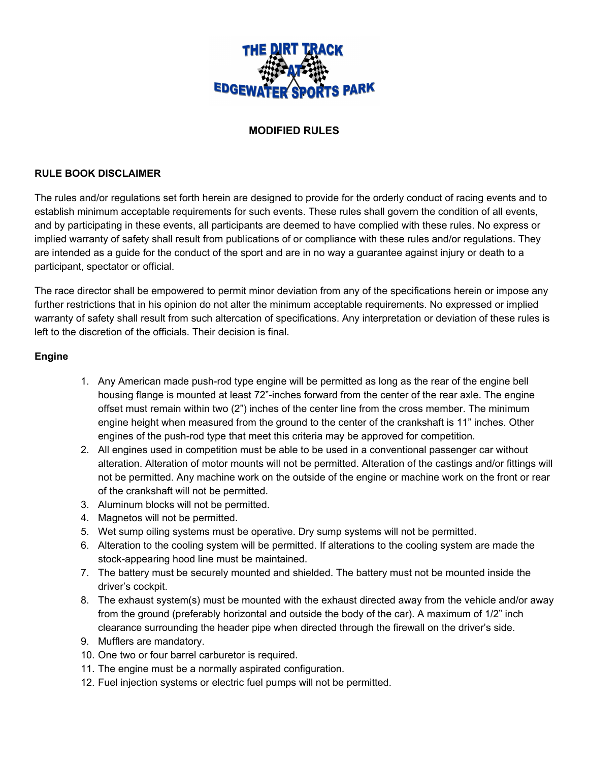THE DIRT TRACK AT EDGEWATER SPORTS PARK

## MODIFIED RULES

### RULE BOOK DISCLAIMER

The rules and/or regulations set forth herein are designed to provide for the orderly conduct of racing events and to establish minimum acceptable requirements for such events. These rules shall govern the condition of all events, and by participating in these events, all participants are deemed to have complied with these rules. No express or implied warranty of safety shall result from publications of or compliance with these rules and/or regulations. They are intended as a guide for the conduct of the sport and are in no way a guarantee against injury or death to a participant, spectator or official.

The race director shall be empowered to permit minor deviation from any of the specifications herein or impose any further restrictions that in his opinion do not alter the minimum acceptable requirements. No expressed or implied warranty of safety shall result from such altercation of specifications. Any interpretation or deviation of these rules is left to the discretion of the officials. Their decision is final.

### Engine

1. Any American made push-rod type engine will be permitted as long as the rear of the engine bell housing flange is mounted at least 72"-inches forward from the center of the rear axle. The engine offset must remain within two (2") inches of the center line from the cross member. The minimum engine height when measured from the ground to the center of the crankshaft is 11" inches. Other engines of the push-rod type that meet this criteria may be approved for competition.
2. All engines used in competition must be able to be used in a conventional passenger car without alteration. Alteration of motor mounts will not be permitted. Alteration of the castings and/or fittings will not be permitted. Any machine work on the outside of the engine or machine work on the front or rear of the crankshaft will not be permitted.
3. Aluminum blocks will not be permitted.
4. Magnetos will not be permitted.
5. Wet sump oiling systems must be operative. Dry sump systems will not be permitted.
6. Alteration to the cooling system will be permitted. If alterations to the cooling system are made the stock-appearing hood line must be maintained.
7. The battery must be securely mounted and shielded. The battery must not be mounted inside the driver's cockpit.
8. The exhaust system(s) must be mounted with the exhaust directed away from the vehicle and/or away from the ground (preferably horizontal and outside the body of the car). A maximum of 1/2" inch clearance surrounding the header pipe when directed through the firewall on the driver's side.
9. Mufflers are mandatory.
10. One two or four barrel carburetor is required.
11. The engine must be a normally aspirated configuration.
12. Fuel injection systems or electric fuel pumps will not be permitted.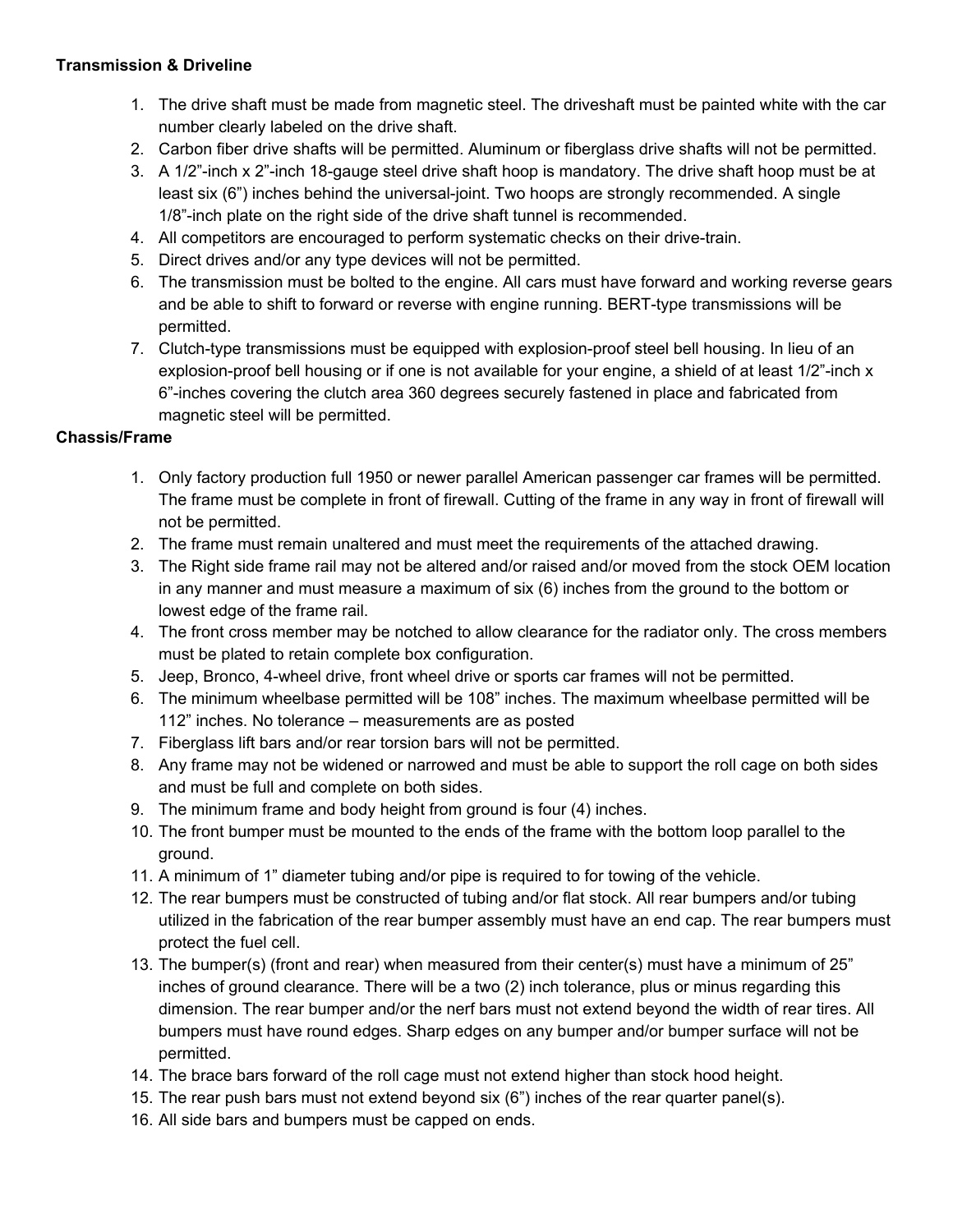**Transmission & Driveline**

1. The drive shaft must be made from magnetic steel. The driveshaft must be painted white with the car number clearly labeled on the drive shaft.
2. Carbon fiber drive shafts will be permitted. Aluminum or fiberglass drive shafts will not be permitted.
3. A 1/2"-inch x 2"-inch 18-gauge steel drive shaft hoop is mandatory. The drive shaft hoop must be at least six (6") inches behind the universal-joint. Two hoops are strongly recommended. A single 1/8"-inch plate on the right side of the drive shaft tunnel is recommended.
4. All competitors are encouraged to perform systematic checks on their drive-train.
5. Direct drives and/or any type devices will not be permitted.
6. The transmission must be bolted to the engine. All cars must have forward and working reverse gears and be able to shift to forward or reverse with engine running. BERT-type transmissions will be permitted.
7. Clutch-type transmissions must be equipped with explosion-proof steel bell housing. In lieu of an explosion-proof bell housing or if one is not available for your engine, a shield of at least 1/2"-inch x 6"-inches covering the clutch area 360 degrees securely fastened in place and fabricated from magnetic steel will be permitted.

**Chassis/Frame**

1. Only factory production full 1950 or newer parallel American passenger car frames will be permitted. The frame must be complete in front of firewall. Cutting of the frame in any way in front of firewall will not be permitted.
2. The frame must remain unaltered and must meet the requirements of the attached drawing.
3. The Right side frame rail may not be altered and/or raised and/or moved from the stock OEM location in any manner and must measure a maximum of six (6) inches from the ground to the bottom or lowest edge of the frame rail.
4. The front cross member may be notched to allow clearance for the radiator only. The cross members must be plated to retain complete box configuration.
5. Jeep, Bronco, 4-wheel drive, front wheel drive or sports car frames will not be permitted.
6. The minimum wheelbase permitted will be 108" inches. The maximum wheelbase permitted will be 112" inches. No tolerance – measurements are as posted
7. Fiberglass lift bars and/or rear torsion bars will not be permitted.
8. Any frame may not be widened or narrowed and must be able to support the roll cage on both sides and must be full and complete on both sides.
9. The minimum frame and body height from ground is four (4) inches.
10. The front bumper must be mounted to the ends of the frame with the bottom loop parallel to the ground.
11. A minimum of 1" diameter tubing and/or pipe is required to for towing of the vehicle.
12. The rear bumpers must be constructed of tubing and/or flat stock. All rear bumpers and/or tubing utilized in the fabrication of the rear bumper assembly must have an end cap. The rear bumpers must protect the fuel cell.
13. The bumper(s) (front and rear) when measured from their center(s) must have a minimum of 25" inches of ground clearance. There will be a two (2) inch tolerance, plus or minus regarding this dimension. The rear bumper and/or the nerf bars must not extend beyond the width of rear tires. All bumpers must have round edges. Sharp edges on any bumper and/or bumper surface will not be permitted.
14. The brace bars forward of the roll cage must not extend higher than stock hood height.
15. The rear push bars must not extend beyond six (6") inches of the rear quarter panel(s).
16. All side bars and bumpers must be capped on ends.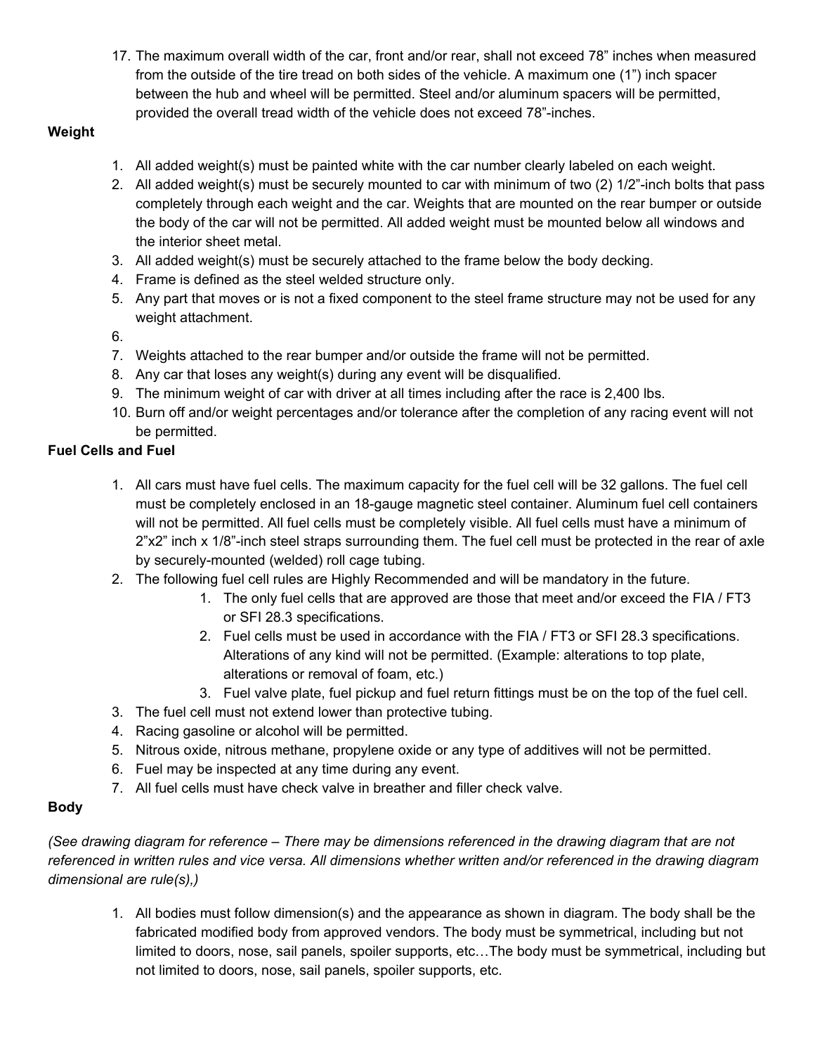17. The maximum overall width of the car, front and/or rear, shall not exceed 78" inches when measured from the outside of the tire tread on both sides of the vehicle. A maximum one (1") inch spacer between the hub and wheel will be permitted. Steel and/or aluminum spacers will be permitted, provided the overall tread width of the vehicle does not exceed 78"-inches.

**Weight**

1. All added weight(s) must be painted white with the car number clearly labeled on each weight.
2. All added weight(s) must be securely mounted to car with minimum of two (2) 1/2"-inch bolts that pass completely through each weight and the car. Weights that are mounted on the rear bumper or outside the body of the car will not be permitted. All added weight must be mounted below all windows and the interior sheet metal.
3. All added weight(s) must be securely attached to the frame below the body decking.
4. Frame is defined as the steel welded structure only.
5. Any part that moves or is not a fixed component to the steel frame structure may not be used for any weight attachment.
6.
7. Weights attached to the rear bumper and/or outside the frame will not be permitted.
8. Any car that loses any weight(s) during any event will be disqualified.
9. The minimum weight of car with driver at all times including after the race is 2,400 lbs.
10. Burn off and/or weight percentages and/or tolerance after the completion of any racing event will not be permitted.

**Fuel Cells and Fuel**

1. All cars must have fuel cells. The maximum capacity for the fuel cell will be 32 gallons. The fuel cell must be completely enclosed in an 18-gauge magnetic steel container. Aluminum fuel cell containers will not be permitted. All fuel cells must be completely visible. All fuel cells must have a minimum of 2"x2" inch x 1/8"-inch steel straps surrounding them. The fuel cell must be protected in the rear of axle by securely-mounted (welded) roll cage tubing.
2. The following fuel cell rules are Highly Recommended and will be mandatory in the future.
    1. The only fuel cells that are approved are those that meet and/or exceed the FIA / FT3 or SFI 28.3 specifications.
    2. Fuel cells must be used in accordance with the FIA / FT3 or SFI 28.3 specifications. Alterations of any kind will not be permitted. (Example: alterations to top plate, alterations or removal of foam, etc.)
    3. Fuel valve plate, fuel pickup and fuel return fittings must be on the top of the fuel cell.
3. The fuel cell must not extend lower than protective tubing.
4. Racing gasoline or alcohol will be permitted.
5. Nitrous oxide, nitrous methane, propylene oxide or any type of additives will not be permitted.
6. Fuel may be inspected at any time during any event.
7. All fuel cells must have check valve in breather and filler check valve.

**Body**

*(See drawing diagram for reference – There may be dimensions referenced in the drawing diagram that are not referenced in written rules and vice versa. All dimensions whether written and/or referenced in the drawing diagram dimensional are rule(s),)*

1. All bodies must follow dimension(s) and the appearance as shown in diagram. The body shall be the fabricated modified body from approved vendors. The body must be symmetrical, including but not limited to doors, nose, sail panels, spoiler supports, etc…The body must be symmetrical, including but not limited to doors, nose, sail panels, spoiler supports, etc.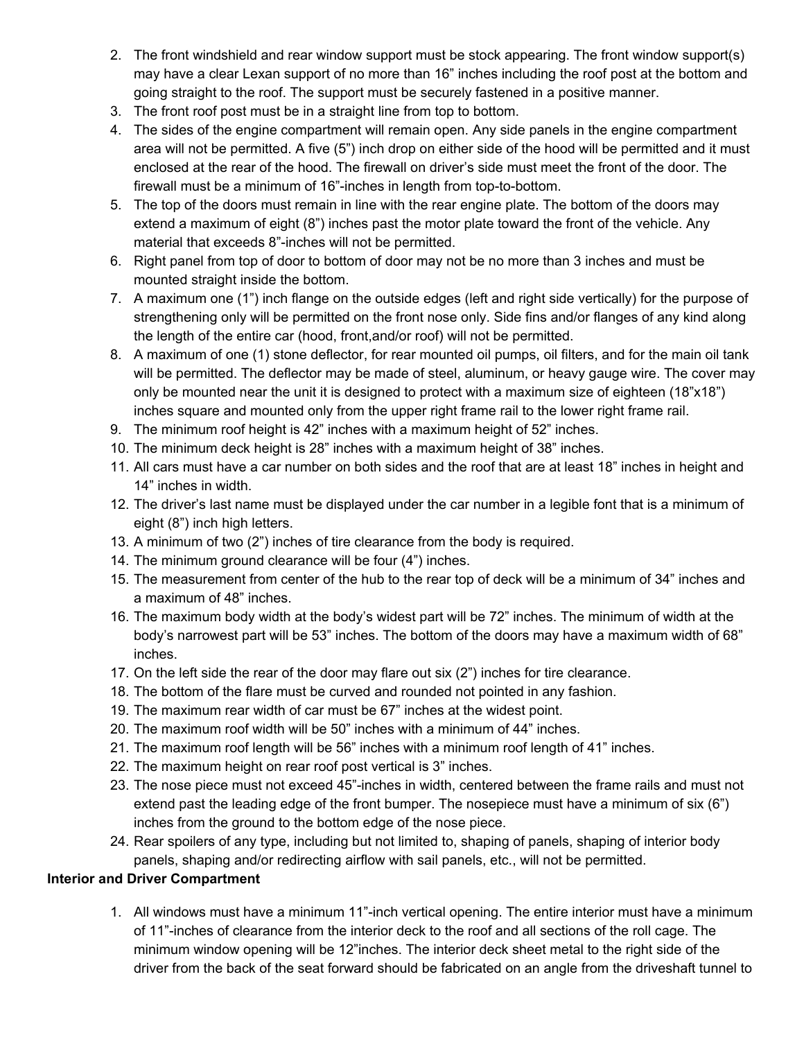2. The front windshield and rear window support must be stock appearing. The front window support(s) may have a clear Lexan support of no more than 16" inches including the roof post at the bottom and going straight to the roof. The support must be securely fastened in a positive manner.
3. The front roof post must be in a straight line from top to bottom.
4. The sides of the engine compartment will remain open. Any side panels in the engine compartment area will not be permitted. A five (5") inch drop on either side of the hood will be permitted and it must enclosed at the rear of the hood. The firewall on driver's side must meet the front of the door. The firewall must be a minimum of 16"-inches in length from top-to-bottom.
5. The top of the doors must remain in line with the rear engine plate. The bottom of the doors may extend a maximum of eight (8") inches past the motor plate toward the front of the vehicle. Any material that exceeds 8"-inches will not be permitted.
6. Right panel from top of door to bottom of door may not be no more than 3 inches and must be mounted straight inside the bottom.
7. A maximum one (1") inch flange on the outside edges (left and right side vertically) for the purpose of strengthening only will be permitted on the front nose only. Side fins and/or flanges of any kind along the length of the entire car (hood, front,and/or roof) will not be permitted.
8. A maximum of one (1) stone deflector, for rear mounted oil pumps, oil filters, and for the main oil tank will be permitted. The deflector may be made of steel, aluminum, or heavy gauge wire. The cover may only be mounted near the unit it is designed to protect with a maximum size of eighteen (18"x18") inches square and mounted only from the upper right frame rail to the lower right frame rail.
9. The minimum roof height is 42" inches with a maximum height of 52" inches.
10. The minimum deck height is 28" inches with a maximum height of 38" inches.
11. All cars must have a car number on both sides and the roof that are at least 18" inches in height and 14" inches in width.
12. The driver's last name must be displayed under the car number in a legible font that is a minimum of eight (8") inch high letters.
13. A minimum of two (2") inches of tire clearance from the body is required.
14. The minimum ground clearance will be four (4") inches.
15. The measurement from center of the hub to the rear top of deck will be a minimum of 34" inches and a maximum of 48" inches.
16. The maximum body width at the body's widest part will be 72" inches. The minimum of width at the body's narrowest part will be 53" inches. The bottom of the doors may have a maximum width of 68" inches.
17. On the left side the rear of the door may flare out six (2") inches for tire clearance.
18. The bottom of the flare must be curved and rounded not pointed in any fashion.
19. The maximum rear width of car must be 67" inches at the widest point.
20. The maximum roof width will be 50" inches with a minimum of 44" inches.
21. The maximum roof length will be 56" inches with a minimum roof length of 41" inches.
22. The maximum height on rear roof post vertical is 3" inches.
23. The nose piece must not exceed 45"-inches in width, centered between the frame rails and must not extend past the leading edge of the front bumper. The nosepiece must have a minimum of six (6") inches from the ground to the bottom edge of the nose piece.
24. Rear spoilers of any type, including but not limited to, shaping of panels, shaping of interior body panels, shaping and/or redirecting airflow with sail panels, etc., will not be permitted.

**Interior and Driver Compartment**

1. All windows must have a minimum 11"-inch vertical opening. The entire interior must have a minimum of 11"-inches of clearance from the interior deck to the roof and all sections of the roll cage. The minimum window opening will be 12"inches. The interior deck sheet metal to the right side of the driver from the back of the seat forward should be fabricated on an angle from the driveshaft tunnel to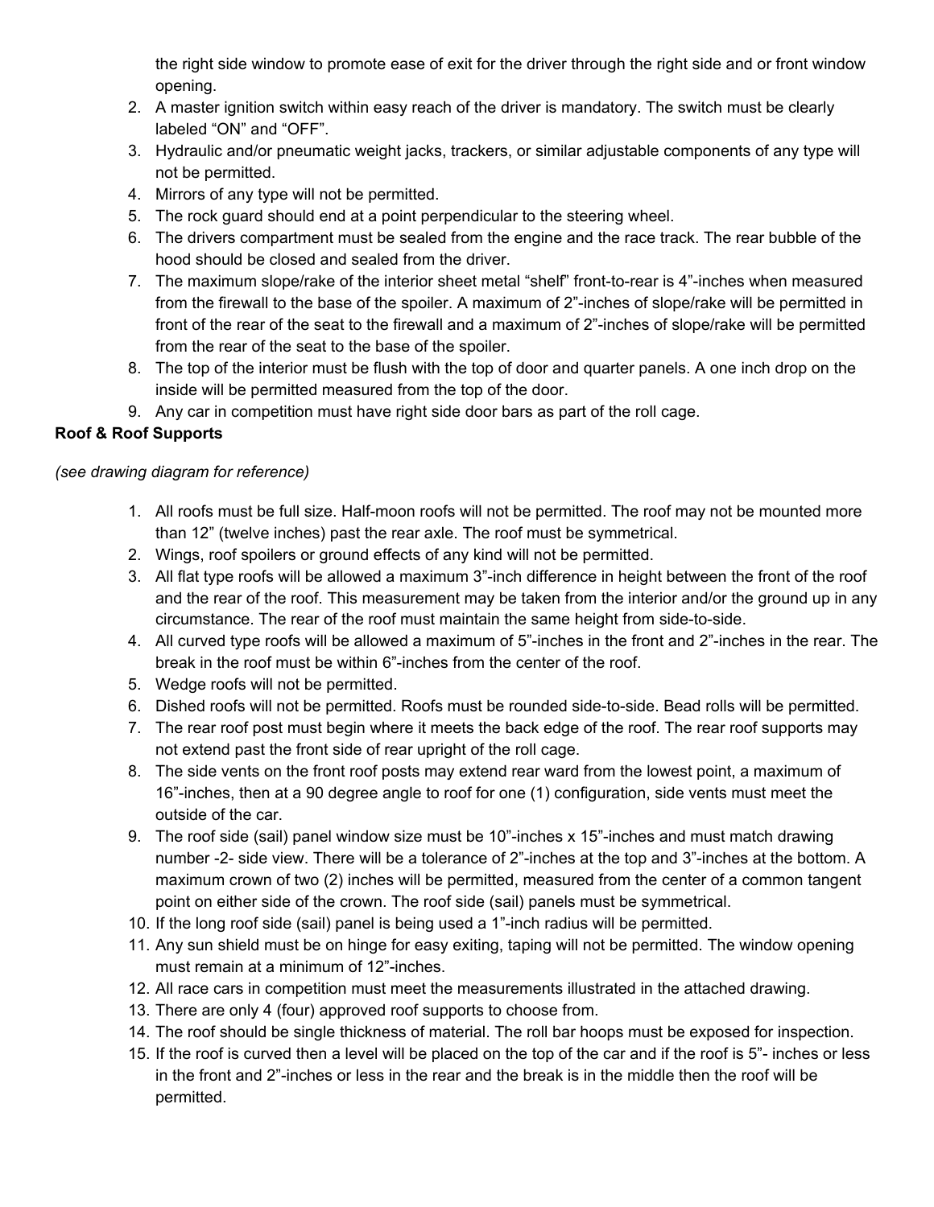the right side window to promote ease of exit for the driver through the right side and or front window opening.

2. A master ignition switch within easy reach of the driver is mandatory. The switch must be clearly labeled "ON" and "OFF".
3. Hydraulic and/or pneumatic weight jacks, trackers, or similar adjustable components of any type will not be permitted.
4. Mirrors of any type will not be permitted.
5. The rock guard should end at a point perpendicular to the steering wheel.
6. The drivers compartment must be sealed from the engine and the race track. The rear bubble of the hood should be closed and sealed from the driver.
7. The maximum slope/rake of the interior sheet metal "shelf" front-to-rear is 4"-inches when measured from the firewall to the base of the spoiler. A maximum of 2"-inches of slope/rake will be permitted in front of the rear of the seat to the firewall and a maximum of 2"-inches of slope/rake will be permitted from the rear of the seat to the base of the spoiler.
8. The top of the interior must be flush with the top of door and quarter panels. A one inch drop on the inside will be permitted measured from the top of the door.
9. Any car in competition must have right side door bars as part of the roll cage.

**Roof & Roof Supports**

*(see drawing diagram for reference)*

1. All roofs must be full size. Half-moon roofs will not be permitted. The roof may not be mounted more than 12" (twelve inches) past the rear axle. The roof must be symmetrical.
2. Wings, roof spoilers or ground effects of any kind will not be permitted.
3. All flat type roofs will be allowed a maximum 3"-inch difference in height between the front of the roof and the rear of the roof. This measurement may be taken from the interior and/or the ground up in any circumstance. The rear of the roof must maintain the same height from side-to-side.
4. All curved type roofs will be allowed a maximum of 5"-inches in the front and 2"-inches in the rear. The break in the roof must be within 6"-inches from the center of the roof.
5. Wedge roofs will not be permitted.
6. Dished roofs will not be permitted. Roofs must be rounded side-to-side. Bead rolls will be permitted.
7. The rear roof post must begin where it meets the back edge of the roof. The rear roof supports may not extend past the front side of rear upright of the roll cage.
8. The side vents on the front roof posts may extend rear ward from the lowest point, a maximum of 16"-inches, then at a 90 degree angle to roof for one (1) configuration, side vents must meet the outside of the car.
9. The roof side (sail) panel window size must be 10"-inches x 15"-inches and must match drawing number -2- side view. There will be a tolerance of 2"-inches at the top and 3"-inches at the bottom. A maximum crown of two (2) inches will be permitted, measured from the center of a common tangent point on either side of the crown. The roof side (sail) panels must be symmetrical.
10. If the long roof side (sail) panel is being used a 1"-inch radius will be permitted.
11. Any sun shield must be on hinge for easy exiting, taping will not be permitted. The window opening must remain at a minimum of 12"-inches.
12. All race cars in competition must meet the measurements illustrated in the attached drawing.
13. There are only 4 (four) approved roof supports to choose from.
14. The roof should be single thickness of material. The roll bar hoops must be exposed for inspection.
15. If the roof is curved then a level will be placed on the top of the car and if the roof is 5"- inches or less in the front and 2"-inches or less in the rear and the break is in the middle then the roof will be permitted.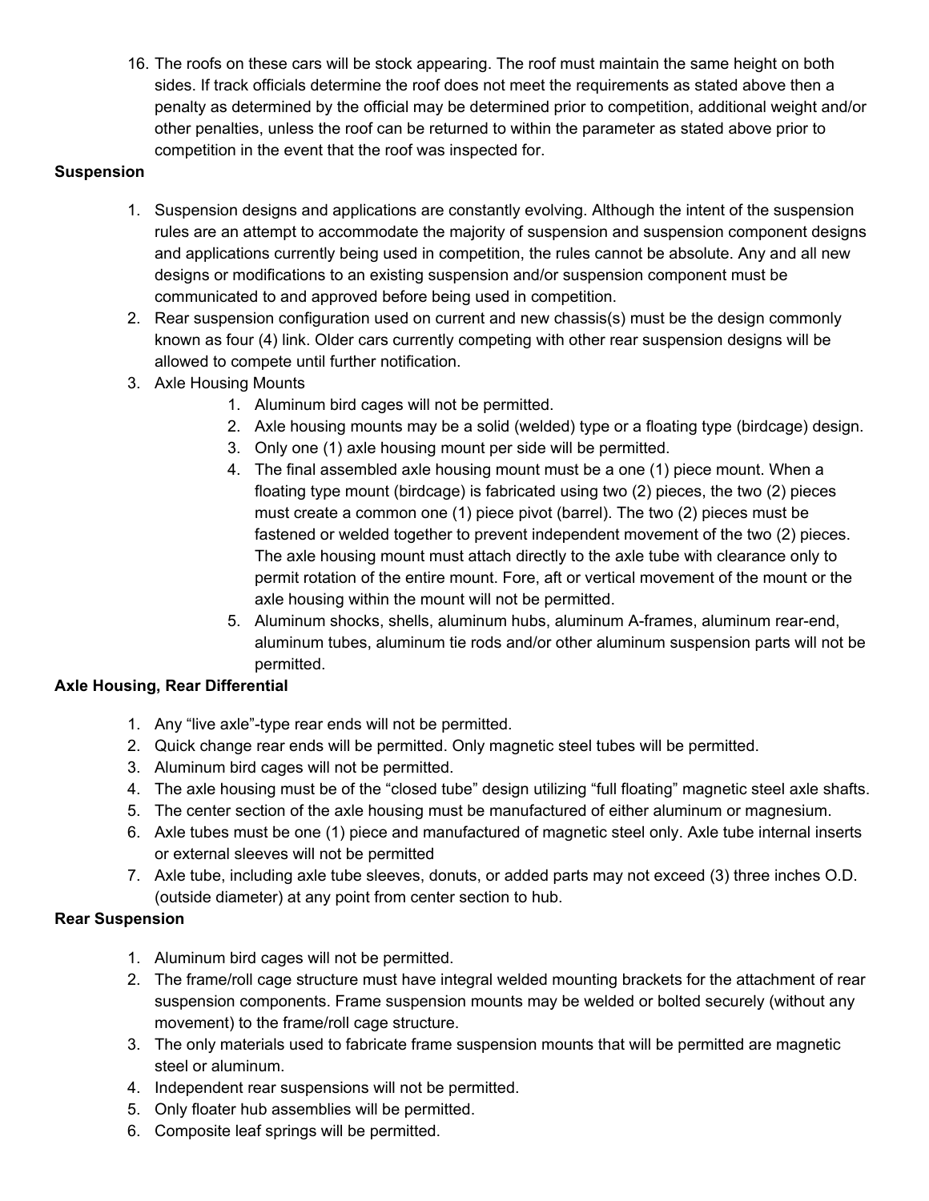16. The roofs on these cars will be stock appearing. The roof must maintain the same height on both sides. If track officials determine the roof does not meet the requirements as stated above then a penalty as determined by the official may be determined prior to competition, additional weight and/or other penalties, unless the roof can be returned to within the parameter as stated above prior to competition in the event that the roof was inspected for.

**Suspension**

1. Suspension designs and applications are constantly evolving. Although the intent of the suspension rules are an attempt to accommodate the majority of suspension and suspension component designs and applications currently being used in competition, the rules cannot be absolute. Any and all new designs or modifications to an existing suspension and/or suspension component must be communicated to and approved before being used in competition.
2. Rear suspension configuration used on current and new chassis(s) must be the design commonly known as four (4) link. Older cars currently competing with other rear suspension designs will be allowed to compete until further notification.
3. Axle Housing Mounts
    1. Aluminum bird cages will not be permitted.
    2. Axle housing mounts may be a solid (welded) type or a floating type (birdcage) design.
    3. Only one (1) axle housing mount per side will be permitted.
    4. The final assembled axle housing mount must be a one (1) piece mount. When a floating type mount (birdcage) is fabricated using two (2) pieces, the two (2) pieces must create a common one (1) piece pivot (barrel). The two (2) pieces must be fastened or welded together to prevent independent movement of the two (2) pieces. The axle housing mount must attach directly to the axle tube with clearance only to permit rotation of the entire mount. Fore, aft or vertical movement of the mount or the axle housing within the mount will not be permitted.
    5. Aluminum shocks, shells, aluminum hubs, aluminum A-frames, aluminum rear-end, aluminum tubes, aluminum tie rods and/or other aluminum suspension parts will not be permitted.

**Axle Housing, Rear Differential**

1. Any "live axle"-type rear ends will not be permitted.
2. Quick change rear ends will be permitted. Only magnetic steel tubes will be permitted.
3. Aluminum bird cages will not be permitted.
4. The axle housing must be of the "closed tube" design utilizing "full floating" magnetic steel axle shafts.
5. The center section of the axle housing must be manufactured of either aluminum or magnesium.
6. Axle tubes must be one (1) piece and manufactured of magnetic steel only. Axle tube internal inserts or external sleeves will not be permitted
7. Axle tube, including axle tube sleeves, donuts, or added parts may not exceed (3) three inches O.D. (outside diameter) at any point from center section to hub.

**Rear Suspension**

1. Aluminum bird cages will not be permitted.
2. The frame/roll cage structure must have integral welded mounting brackets for the attachment of rear suspension components. Frame suspension mounts may be welded or bolted securely (without any movement) to the frame/roll cage structure.
3. The only materials used to fabricate frame suspension mounts that will be permitted are magnetic steel or aluminum.
4. Independent rear suspensions will not be permitted.
5. Only floater hub assemblies will be permitted.
6. Composite leaf springs will be permitted.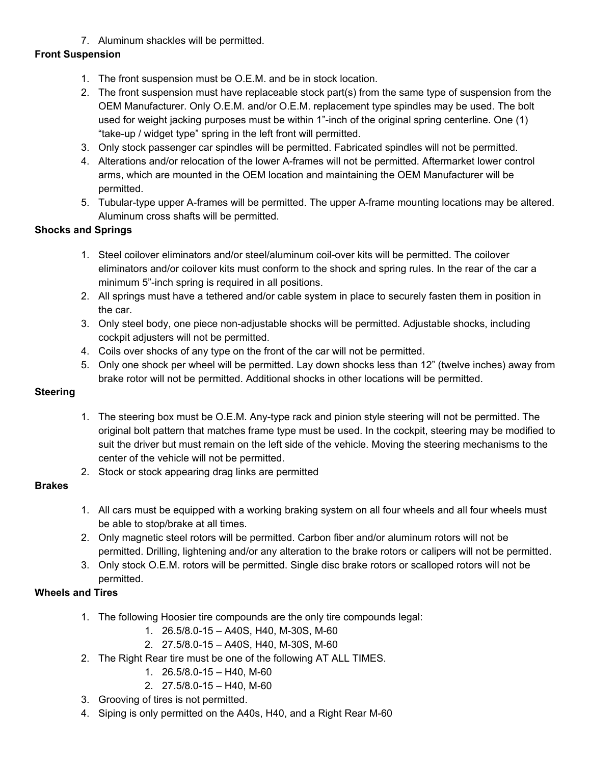7. Aluminum shackles will be permitted.

**Front Suspension**

1. The front suspension must be O.E.M. and be in stock location.
2. The front suspension must have replaceable stock part(s) from the same type of suspension from the OEM Manufacturer. Only O.E.M. and/or O.E.M. replacement type spindles may be used. The bolt used for weight jacking purposes must be within 1"-inch of the original spring centerline. One (1) "take-up / widget type" spring in the left front will permitted.
3. Only stock passenger car spindles will be permitted. Fabricated spindles will not be permitted.
4. Alterations and/or relocation of the lower A-frames will not be permitted. Aftermarket lower control arms, which are mounted in the OEM location and maintaining the OEM Manufacturer will be permitted.
5. Tubular-type upper A-frames will be permitted. The upper A-frame mounting locations may be altered. Aluminum cross shafts will be permitted.

**Shocks and Springs**

1. Steel coilover eliminators and/or steel/aluminum coil-over kits will be permitted. The coilover eliminators and/or coilover kits must conform to the shock and spring rules. In the rear of the car a minimum 5"-inch spring is required in all positions.
2. All springs must have a tethered and/or cable system in place to securely fasten them in position in the car.
3. Only steel body, one piece non-adjustable shocks will be permitted. Adjustable shocks, including cockpit adjusters will not be permitted.
4. Coils over shocks of any type on the front of the car will not be permitted.
5. Only one shock per wheel will be permitted. Lay down shocks less than 12" (twelve inches) away from brake rotor will not be permitted. Additional shocks in other locations will be permitted.

**Steering**

1. The steering box must be O.E.M. Any-type rack and pinion style steering will not be permitted. The original bolt pattern that matches frame type must be used. In the cockpit, steering may be modified to suit the driver but must remain on the left side of the vehicle. Moving the steering mechanisms to the center of the vehicle will not be permitted.
2. Stock or stock appearing drag links are permitted

**Brakes**

1. All cars must be equipped with a working braking system on all four wheels and all four wheels must be able to stop/brake at all times.
2. Only magnetic steel rotors will be permitted. Carbon fiber and/or aluminum rotors will not be permitted. Drilling, lightening and/or any alteration to the brake rotors or calipers will not be permitted.
3. Only stock O.E.M. rotors will be permitted. Single disc brake rotors or scalloped rotors will not be permitted.

**Wheels and Tires**

1. The following Hoosier tire compounds are the only tire compounds legal:
   1. 26.5/8.0-15 – A40S, H40, M-30S, M-60
   2. 27.5/8.0-15 – A40S, H40, M-30S, M-60
2. The Right Rear tire must be one of the following AT ALL TIMES.
   1. 26.5/8.0-15 – H40, M-60
   2. 27.5/8.0-15 – H40, M-60
3. Grooving of tires is not permitted.
4. Siping is only permitted on the A40s, H40, and a Right Rear M-60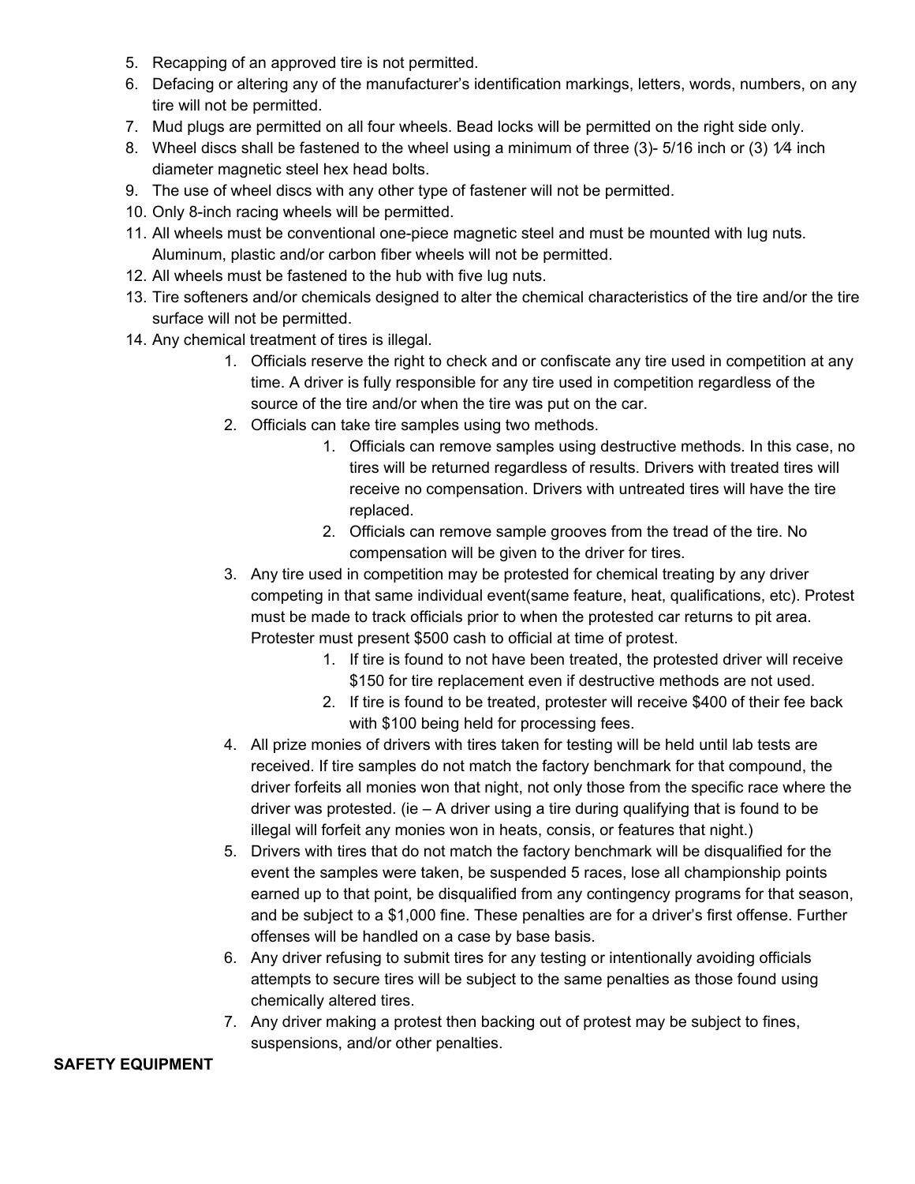5. Recapping of an approved tire is not permitted.
6. Defacing or altering any of the manufacturer's identification markings, letters, words, numbers, on any tire will not be permitted.
7. Mud plugs are permitted on all four wheels. Bead locks will be permitted on the right side only.
8. Wheel discs shall be fastened to the wheel using a minimum of three (3)- 5/16 inch or (3) 1⁄4 inch diameter magnetic steel hex head bolts.
9. The use of wheel discs with any other type of fastener will not be permitted.
10. Only 8-inch racing wheels will be permitted.
11. All wheels must be conventional one-piece magnetic steel and must be mounted with lug nuts. Aluminum, plastic and/or carbon fiber wheels will not be permitted.
12. All wheels must be fastened to the hub with five lug nuts.
13. Tire softeners and/or chemicals designed to alter the chemical characteristics of the tire and/or the tire surface will not be permitted.
14. Any chemical treatment of tires is illegal.
    1. Officials reserve the right to check and or confiscate any tire used in competition at any time. A driver is fully responsible for any tire used in competition regardless of the source of the tire and/or when the tire was put on the car.
    2. Officials can take tire samples using two methods.
        1. Officials can remove samples using destructive methods. In this case, no tires will be returned regardless of results. Drivers with treated tires will receive no compensation. Drivers with untreated tires will have the tire replaced.
        2. Officials can remove sample grooves from the tread of the tire. No compensation will be given to the driver for tires.
    3. Any tire used in competition may be protested for chemical treating by any driver competing in that same individual event(same feature, heat, qualifications, etc). Protest must be made to track officials prior to when the protested car returns to pit area. Protester must present $500 cash to official at time of protest.
        1. If tire is found to not have been treated, the protested driver will receive $150 for tire replacement even if destructive methods are not used.
        2. If tire is found to be treated, protester will receive $400 of their fee back with $100 being held for processing fees.
    4. All prize monies of drivers with tires taken for testing will be held until lab tests are received. If tire samples do not match the factory benchmark for that compound, the driver forfeits all monies won that night, not only those from the specific race where the driver was protested. (ie – A driver using a tire during qualifying that is found to be illegal will forfeit any monies won in heats, consis, or features that night.)
    5. Drivers with tires that do not match the factory benchmark will be disqualified for the event the samples were taken, be suspended 5 races, lose all championship points earned up to that point, be disqualified from any contingency programs for that season, and be subject to a $1,000 fine. These penalties are for a driver's first offense. Further offenses will be handled on a case by base basis.
    6. Any driver refusing to submit tires for any testing or intentionally avoiding officials attempts to secure tires will be subject to the same penalties as those found using chemically altered tires.
    7. Any driver making a protest then backing out of protest may be subject to fines, suspensions, and/or other penalties.

**SAFETY EQUIPMENT**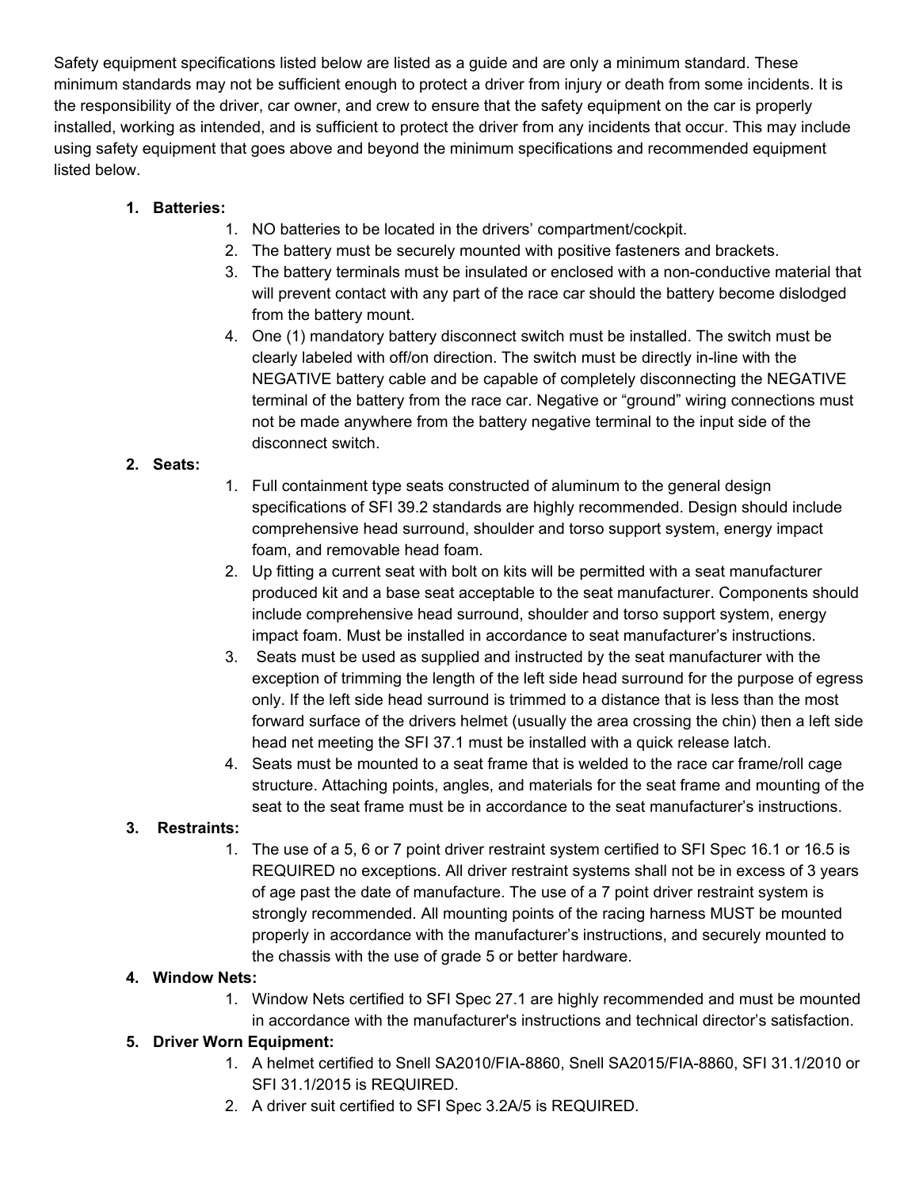Safety equipment specifications listed below are listed as a guide and are only a minimum standard. These minimum standards may not be sufficient enough to protect a driver from injury or death from some incidents. It is the responsibility of the driver, car owner, and crew to ensure that the safety equipment on the car is properly installed, working as intended, and is sufficient to protect the driver from any incidents that occur. This may include using safety equipment that goes above and beyond the minimum specifications and recommended equipment listed below.

1. **Batteries:**
   1. NO batteries to be located in the drivers' compartment/cockpit.
   2. The battery must be securely mounted with positive fasteners and brackets.
   3. The battery terminals must be insulated or enclosed with a non-conductive material that will prevent contact with any part of the race car should the battery become dislodged from the battery mount.
   4. One (1) mandatory battery disconnect switch must be installed. The switch must be clearly labeled with off/on direction. The switch must be directly in-line with the NEGATIVE battery cable and be capable of completely disconnecting the NEGATIVE terminal of the battery from the race car. Negative or "ground" wiring connections must not be made anywhere from the battery negative terminal to the input side of the disconnect switch.
2. **Seats:**
   1. Full containment type seats constructed of aluminum to the general design specifications of SFI 39.2 standards are highly recommended. Design should include comprehensive head surround, shoulder and torso support system, energy impact foam, and removable head foam.
   2. Up fitting a current seat with bolt on kits will be permitted with a seat manufacturer produced kit and a base seat acceptable to the seat manufacturer. Components should include comprehensive head surround, shoulder and torso support system, energy impact foam. Must be installed in accordance to seat manufacturer's instructions.
   3. Seats must be used as supplied and instructed by the seat manufacturer with the exception of trimming the length of the left side head surround for the purpose of egress only. If the left side head surround is trimmed to a distance that is less than the most forward surface of the drivers helmet (usually the area crossing the chin) then a left side head net meeting the SFI 37.1 must be installed with a quick release latch.
   4. Seats must be mounted to a seat frame that is welded to the race car frame/roll cage structure. Attaching points, angles, and materials for the seat frame and mounting of the seat to the seat frame must be in accordance to the seat manufacturer's instructions.
3. **Restraints:**
   1. The use of a 5, 6 or 7 point driver restraint system certified to SFI Spec 16.1 or 16.5 is REQUIRED no exceptions. All driver restraint systems shall not be in excess of 3 years of age past the date of manufacture. The use of a 7 point driver restraint system is strongly recommended. All mounting points of the racing harness MUST be mounted properly in accordance with the manufacturer's instructions, and securely mounted to the chassis with the use of grade 5 or better hardware.
4. **Window Nets:**
   1. Window Nets certified to SFI Spec 27.1 are highly recommended and must be mounted in accordance with the manufacturer's instructions and technical director's satisfaction.
5. **Driver Worn Equipment:**
   1. A helmet certified to Snell SA2010/FIA-8860, Snell SA2015/FIA-8860, SFI 31.1/2010 or SFI 31.1/2015 is REQUIRED.
   2. A driver suit certified to SFI Spec 3.2A/5 is REQUIRED.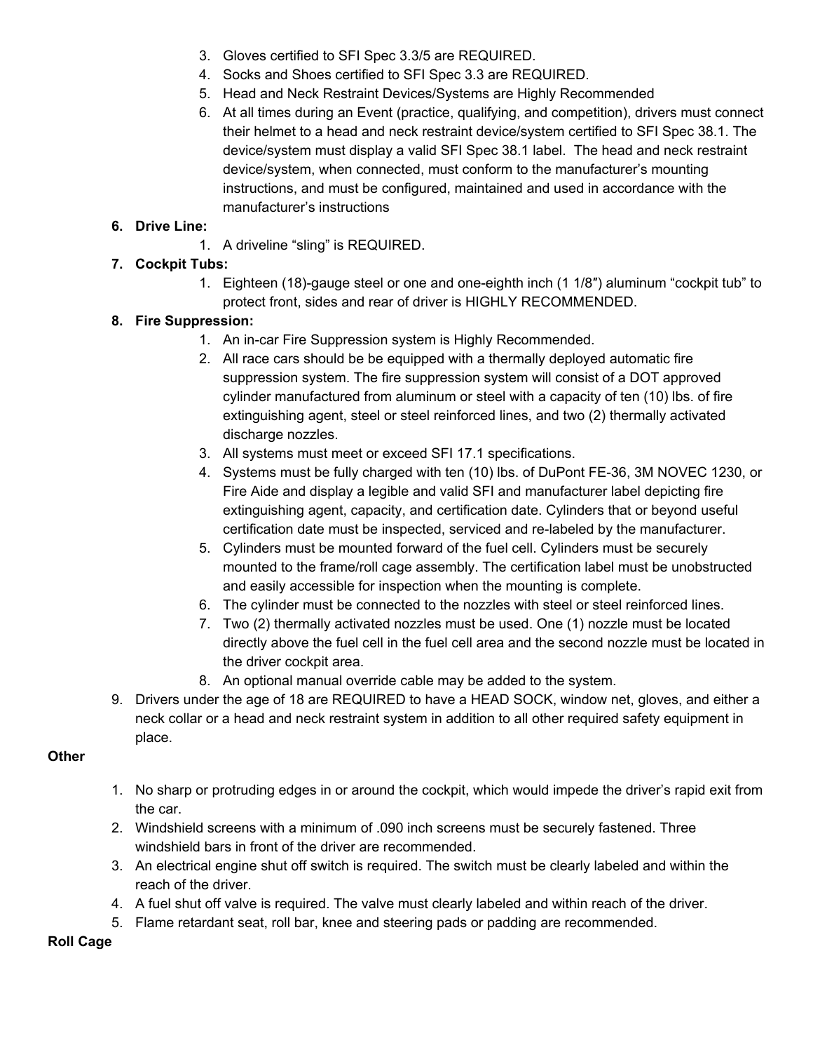3. Gloves certified to SFI Spec 3.3/5 are REQUIRED.
4. Socks and Shoes certified to SFI Spec 3.3 are REQUIRED.
5. Head and Neck Restraint Devices/Systems are Highly Recommended
6. At all times during an Event (practice, qualifying, and competition), drivers must connect their helmet to a head and neck restraint device/system certified to SFI Spec 38.1. The device/system must display a valid SFI Spec 38.1 label. The head and neck restraint device/system, when connected, must conform to the manufacturer's mounting instructions, and must be configured, maintained and used in accordance with the manufacturer's instructions

6. **Drive Line:**
   1. A driveline "sling" is REQUIRED.
7. **Cockpit Tubs:**
   1. Eighteen (18)-gauge steel or one and one-eighth inch (1 1/8″) aluminum "cockpit tub" to protect front, sides and rear of driver is HIGHLY RECOMMENDED.
8. **Fire Suppression:**
   1. An in-car Fire Suppression system is Highly Recommended.
   2. All race cars should be be equipped with a thermally deployed automatic fire suppression system. The fire suppression system will consist of a DOT approved cylinder manufactured from aluminum or steel with a capacity of ten (10) lbs. of fire extinguishing agent, steel or steel reinforced lines, and two (2) thermally activated discharge nozzles.
   3. All systems must meet or exceed SFI 17.1 specifications.
   4. Systems must be fully charged with ten (10) lbs. of DuPont FE-36, 3M NOVEC 1230, or Fire Aide and display a legible and valid SFI and manufacturer label depicting fire extinguishing agent, capacity, and certification date. Cylinders that or beyond useful certification date must be inspected, serviced and re-labeled by the manufacturer.
   5. Cylinders must be mounted forward of the fuel cell. Cylinders must be securely mounted to the frame/roll cage assembly. The certification label must be unobstructed and easily accessible for inspection when the mounting is complete.
   6. The cylinder must be connected to the nozzles with steel or steel reinforced lines.
   7. Two (2) thermally activated nozzles must be used. One (1) nozzle must be located directly above the fuel cell in the fuel cell area and the second nozzle must be located in the driver cockpit area.
   8. An optional manual override cable may be added to the system.
9. Drivers under the age of 18 are REQUIRED to have a HEAD SOCK, window net, gloves, and either a neck collar or a head and neck restraint system in addition to all other required safety equipment in place.

**Other**

1. No sharp or protruding edges in or around the cockpit, which would impede the driver's rapid exit from the car.
2. Windshield screens with a minimum of .090 inch screens must be securely fastened. Three windshield bars in front of the driver are recommended.
3. An electrical engine shut off switch is required. The switch must be clearly labeled and within the reach of the driver.
4. A fuel shut off valve is required. The valve must clearly labeled and within reach of the driver.
5. Flame retardant seat, roll bar, knee and steering pads or padding are recommended.

**Roll Cage**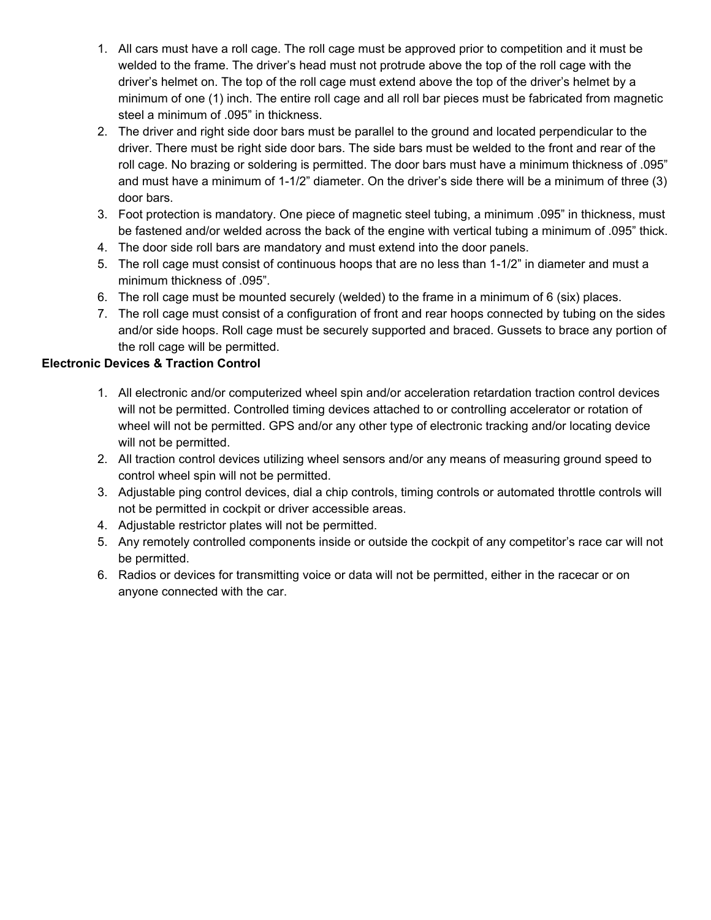1. All cars must have a roll cage. The roll cage must be approved prior to competition and it must be welded to the frame. The driver's head must not protrude above the top of the roll cage with the driver's helmet on. The top of the roll cage must extend above the top of the driver's helmet by a minimum of one (1) inch. The entire roll cage and all roll bar pieces must be fabricated from magnetic steel a minimum of .095" in thickness.
2. The driver and right side door bars must be parallel to the ground and located perpendicular to the driver. There must be right side door bars. The side bars must be welded to the front and rear of the roll cage. No brazing or soldering is permitted. The door bars must have a minimum thickness of .095" and must have a minimum of 1-1/2" diameter. On the driver's side there will be a minimum of three (3) door bars.
3. Foot protection is mandatory. One piece of magnetic steel tubing, a minimum .095" in thickness, must be fastened and/or welded across the back of the engine with vertical tubing a minimum of .095" thick.
4. The door side roll bars are mandatory and must extend into the door panels.
5. The roll cage must consist of continuous hoops that are no less than 1-1/2" in diameter and must a minimum thickness of .095".
6. The roll cage must be mounted securely (welded) to the frame in a minimum of 6 (six) places.
7. The roll cage must consist of a configuration of front and rear hoops connected by tubing on the sides and/or side hoops. Roll cage must be securely supported and braced. Gussets to brace any portion of the roll cage will be permitted.

**Electronic Devices & Traction Control**

1. All electronic and/or computerized wheel spin and/or acceleration retardation traction control devices will not be permitted. Controlled timing devices attached to or controlling accelerator or rotation of wheel will not be permitted. GPS and/or any other type of electronic tracking and/or locating device will not be permitted.
2. All traction control devices utilizing wheel sensors and/or any means of measuring ground speed to control wheel spin will not be permitted.
3. Adjustable ping control devices, dial a chip controls, timing controls or automated throttle controls will not be permitted in cockpit or driver accessible areas.
4. Adjustable restrictor plates will not be permitted.
5. Any remotely controlled components inside or outside the cockpit of any competitor's race car will not be permitted.
6. Radios or devices for transmitting voice or data will not be permitted, either in the racecar or on anyone connected with the car.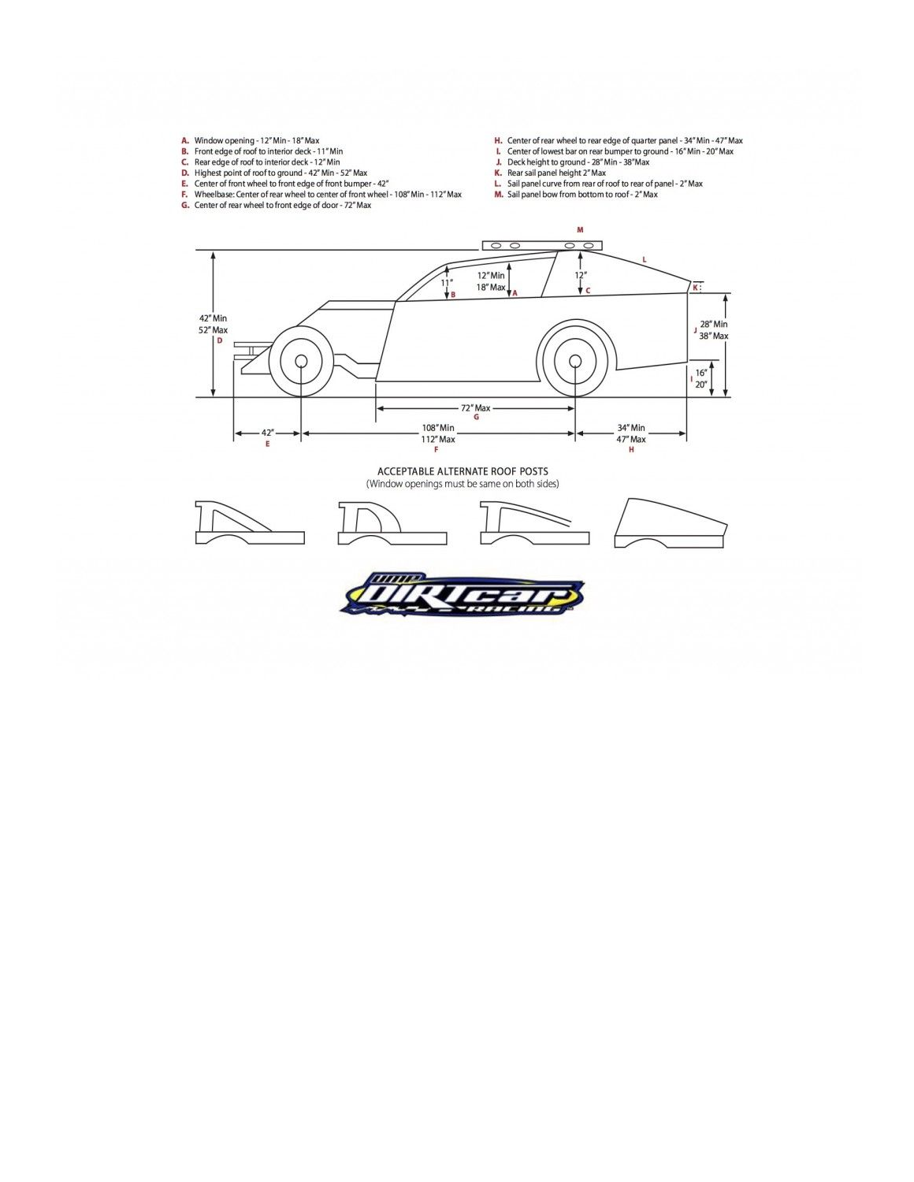**A.** Window opening - 12" Min - 18" Max
**B.** Front edge of roof to interior deck - 11" Min
**C.** Rear edge of roof to interior deck - 12" Min
**D.** Highest point of roof to ground - 42" Min - 52" Max
**E.** Center of front wheel to front edge of front bumper - 42"
**F.** Wheelbase: Center of rear wheel to center of front wheel - 108" Min - 112" Max
**G.** Center of rear wheel to front edge of door - 72" Max
**H.** Center of rear wheel to rear edge of quarter panel - 34" Min - 47" Max
**I.** Center of lowest bar on rear bumper to ground - 16" Min - 20" Max
**J.** Deck height to ground - 28" Min - 38" Max
**K.** Rear sail panel height 2" Max
**L.** Sail panel curve from rear of roof to rear of panel - 2" Max
**M.** Sail panel bow from bottom to roof - 2" Max

M

L

11" B

12" Min
18" Max A

12" C

K

42" Min
52" Max
D

28" Min
38" Max
J

16"
20"
I

72" Max
G

42"
E

108" Min
112" Max
F

34" Min
47" Max
H

ACCEPTABLE ALTERNATE ROOF POSTS
(Window openings must be same on both sides)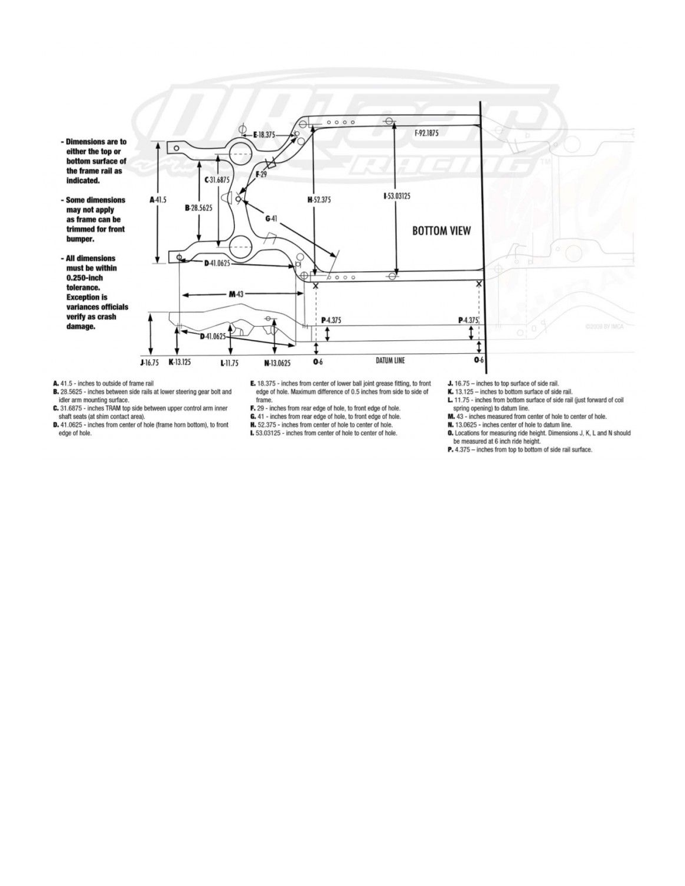- Dimensions are to either the top or bottom surface of the frame rail as indicated.

- Some dimensions may not apply as frame can be trimmed for front bumper.

- All dimensions must be within 0.250-inch tolerance. Exception is variances officials verify as crash damage.

BOTTOM VIEW

A-41.5
B-28.5625
C-31.6875
D-41.0625
E-18.375
F-29
F-92.1875
G-41
H-52.375
I-53.03125
M-43
P-4.375
P-4.375
D-41.0625
J-16.75
K-13.125
L-11.75
N-13.0625
O-6
DATUM LINE
O-6

©2009 BY IMCA

**A.** 41.5 - inches to outside of frame rail
**B.** 28.5625 - inches between side rails at lower steering gear bolt and idler arm mounting surface.
**C.** 31.6875 - inches TRAM top side between upper control arm inner shaft seats (at shim contact area).
**D.** 41.0625 - inches from center of hole (frame horn bottom), to front edge of hole.
**E.** 18.375 - inches from center of lower ball joint grease fitting, to front edge of hole. Maximum difference of 0.5 inches from side to side of frame.
**F.** 29 - inches from rear edge of hole, to front edge of hole.
**G.** 41 - inches from rear edge of hole, to front edge of hole.
**H.** 52.375 - inches from center of hole to center of hole.
**I.** 53.03125 - inches from center of hole to center of hole.
**J.** 16.75 – inches to top surface of side rail.
**K.** 13.125 – inches to bottom surface of side rail.
**L.** 11.75 - inches from bottom surface of side rail (just forward of coil spring opening) to datum line.
**M.** 43 - inches measured from center of hole to center of hole.
**N.** 13.0625 - inches center of hole to datum line.
**O.** Locations for measuring ride height. Dimensions J, K, L and N should be measured at 6 inch ride height.
**P.** 4.375 – inches from top to bottom of side rail surface.